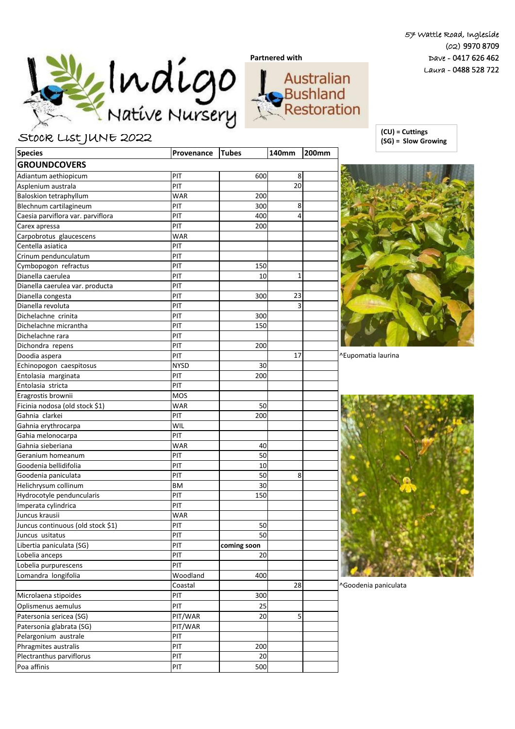57 Wattle Road, Ingleside
(02) 9970 8709
Dave - 0417 626 462
Laura - 0488 528 722

# Indigo Native Nursery

Partnered with Australian Bushland Restoration

## Stock List JUNE 2022

**(CU) = Cuttings**
**(SG) = Slow Growing**

| Species | Provenance | Tubes | 140mm | 200mm |
|---|---|---|---|---|
| **GROUNDCOVERS** | | | | |
| Adiantum aethiopicum | PIT | 600 | 8 | |
| Asplenium australa | PIT | | 20 | |
| Baloskion tetraphyllum | WAR | 200 | | |
| Blechnum cartilagineum | PIT | 300 | 8 | |
| Caesia parviflora var. parviflora | PIT | 400 | 4 | |
| Carex apressa | PIT | 200 | | |
| Carpobrotus glaucescens | WAR | | | |
| Centella asiatica | PIT | | | |
| Crinum penduncculatum | PIT | | | |
| Cymbopogon refractus | PIT | 150 | | |
| Dianella caerulea | PIT | 10 | 1 | |
| Dianella caerulea var. producta | PIT | | | |
| Dianella congesta | PIT | 300 | 23 | |
| Dianella revoluta | PIT | | 3 | |
| Dichelachne crinita | PIT | 300 | | |
| Dichelachne micrantha | PIT | 150 | | |
| Dichelachne rara | PIT | | | |
| Dichondra repens | PIT | 200 | | |
| Doodia aspera | PIT | | 17 | |
| Echinopogon caespitosus | NYSD | 30 | | |
| Entolasia marginata | PIT | 200 | | |
| Entolasia stricta | PIT | | | |
| Eragrostis brownii | MOS | | | |
| Ficinia nodosa (old stock $1) | WAR | 50 | | |
| Gahnia clarkei | PIT | 200 | | |
| Gahnia erythrocarpa | WIL | | | |
| Gahia melonocarpa | PIT | | | |
| Gahnia sieberiana | WAR | 40 | | |
| Geranium homeanum | PIT | 50 | | |
| Goodenia bellidifolia | PIT | 10 | | |
| Goodenia paniculata | PIT | 50 | 8 | |
| Helichrysum collinum | BM | 30 | | |
| Hydrocotyle penduncularis | PIT | 150 | | |
| Imperata cylindrica | PIT | | | |
| Juncus krausii | WAR | | | |
| Juncus continuous (old stock $1) | PIT | 50 | | |
| Juncus usitatus | PIT | 50 | | |
| Libertia paniculata (SG) | PIT | coming soon | | |
| Lobelia anceps | PIT | 20 | | |
| Lobelia purpurescens | PIT | | | |
| Lomandra longifolia | Woodland | 400 | | |
| | Coastal | | 28 | |
| Microlaena stipoides | PIT | 300 | | |
| Oplismenus aemulus | PIT | 25 | | |
| Patersonia sericea (SG) | PIT/WAR | 20 | 5 | |
| Patersonia glabrata (SG) | PIT/WAR | | | |
| Pelargonium australe | PIT | | | |
| Phragmites australis | PIT | 200 | | |
| Plectranthus parviflorus | PIT | 20 | | |
| Poa affinis | PIT | 500 | | |

^Eupomatia laurina

^Goodenia paniculata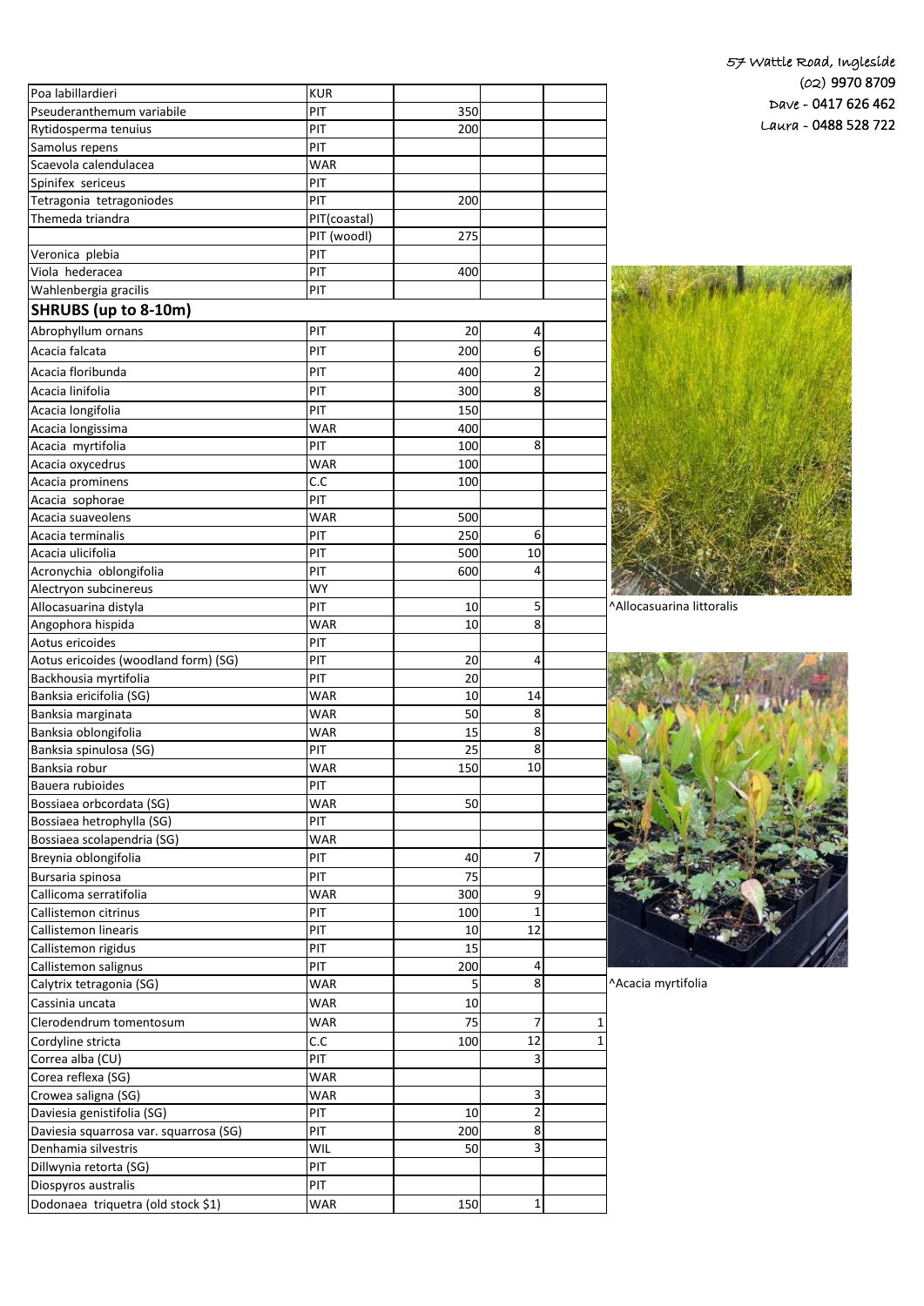57 Wattle Road, Ingleside
(02) 9970 8709
Dave - 0417 626 462
Laura - 0488 528 722

| | | | | |
|---|---|---|---|---|
| Poa labillardieri | KUR | | | |
| Pseuderanthemum variabile | PIT | 350 | | |
| Rytidosperma tenuius | PIT | 200 | | |
| Samolus repens | PIT | | | |
| Scaevola calendulacea | WAR | | | |
| Spinifex sericeus | PIT | | | |
| Tetragonia tetragoniodes | PIT | 200 | | |
| Themeda triandra | PIT(coastal) | | | |
| | PIT (woodl) | 275 | | |
| Veronica plebia | PIT | | | |
| Viola hederacea | PIT | 400 | | |
| Wahlenbergia gracilis | PIT | | | |
| **SHRUBS (up to 8-10m)** | | | | |
| Abrophyllum ornans | PIT | 20 | 4 | |
| Acacia falcata | PIT | 200 | 6 | |
| Acacia floribunda | PIT | 400 | 2 | |
| Acacia linifolia | PIT | 300 | 8 | |
| Acacia longifolia | PIT | 150 | | |
| Acacia longissima | WAR | 400 | | |
| Acacia myrtifolia | PIT | 100 | 8 | |
| Acacia oxycedrus | WAR | 100 | | |
| Acacia prominens | C.C | 100 | | |
| Acacia sophorae | PIT | | | |
| Acacia suaveolens | WAR | 500 | | |
| Acacia terminalis | PIT | 250 | 6 | |
| Acacia ulicifolia | PIT | 500 | 10 | |
| Acronychia oblongifolia | PIT | 600 | 4 | |
| Alectryon subcinereus | WY | | | |
| Allocasuarina distyla | PIT | 10 | 5 | |
| Angophora hispida | WAR | 10 | 8 | |
| Aotus ericoides | PIT | | | |
| Aotus ericoides (woodland form) (SG) | PIT | 20 | 4 | |
| Backhousia myrtifolia | PIT | 20 | | |
| Banksia ericifolia (SG) | WAR | 10 | 14 | |
| Banksia marginata | WAR | 50 | 8 | |
| Banksia oblongifolia | WAR | 15 | 8 | |
| Banksia spinulosa (SG) | PIT | 25 | 8 | |
| Banksia robur | WAR | 150 | 10 | |
| Bauera rubioides | PIT | | | |
| Bossiaea orbcordata (SG) | WAR | 50 | | |
| Bossiaea hetrophylla (SG) | PIT | | | |
| Bossiaea scolapendria (SG) | WAR | | | |
| Breynia oblongifolia | PIT | 40 | 7 | |
| Bursaria spinosa | PIT | 75 | | |
| Callicoma serratifolia | WAR | 300 | 9 | |
| Callistemon citrinus | PIT | 100 | 1 | |
| Callistemon linearis | PIT | 10 | 12 | |
| Callistemon rigidus | PIT | 15 | | |
| Callistemon salignus | PIT | 200 | 4 | |
| Calytrix tetragonia (SG) | WAR | 5 | 8 | |
| Cassinia uncata | WAR | 10 | | |
| Clerodendrum tomentosum | WAR | 75 | 7 | 1 |
| Cordyline stricta | C.C | 100 | 12 | 1 |
| Correa alba (CU) | PIT | | 3 | |
| Corea reflexa (SG) | WAR | | | |
| Crowea saligna (SG) | WAR | | 3 | |
| Daviesia genistifolia (SG) | PIT | 10 | 2 | |
| Daviesia squarrosa var. squarrosa (SG) | PIT | 200 | 8 | |
| Denhamia silvestris | WIL | 50 | 3 | |
| Dillwynia retorta (SG) | PIT | | | |
| Diospyros australis | PIT | | | |
| Dodonaea triquetra (old stock $1) | WAR | 150 | 1 | |

^Allocasuarina littoralis

^Acacia myrtifolia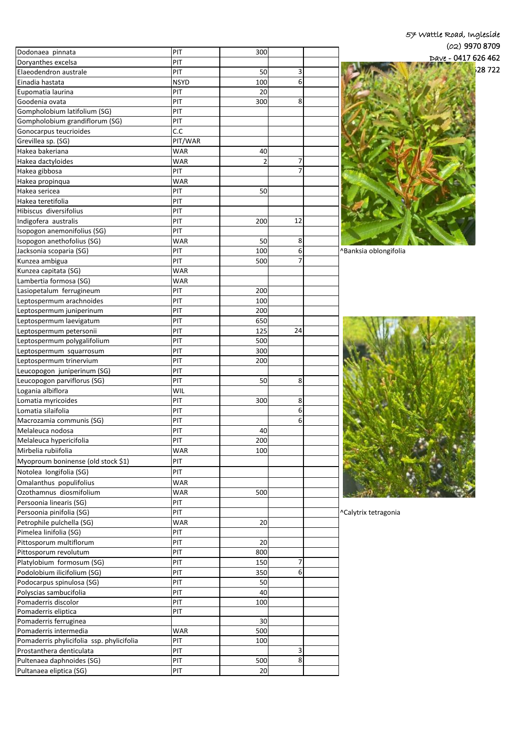57 Wattle Road, Ingleside
(02) 9970 8709
Dave - 0417 626 462
528 722

| | | | | |
|---|---|---|---|---|
| Dodonaea pinnata | PIT | 300 | | |
| Doryanthes excelsa | PIT | | | |
| Elaeodendron australe | PIT | 50 | 3 | |
| Einadia hastata | NSYD | 100 | 6 | |
| Eupomatia laurina | PIT | 20 | | |
| Goodenia ovata | PIT | 300 | 8 | |
| Gompholobium latifolium (SG) | PIT | | | |
| Gompholobium grandiflorum (SG) | PIT | | | |
| Gonocarpus teucrioides | C.C | | | |
| Grevillea sp. (SG) | PIT/WAR | | | |
| Hakea bakeriana | WAR | 40 | | |
| Hakea dactyloides | WAR | 2 | 7 | |
| Hakea gibbosa | PIT | | 7 | |
| Hakea propinqua | WAR | | | |
| Hakea sericea | PIT | 50 | | |
| Hakea teretifolia | PIT | | | |
| Hibiscus diversifolius | PIT | | | |
| Indigofera australis | PIT | 200 | 12 | |
| Isopogon anemonifolius (SG) | PIT | | | |
| Isopogon anethofolius (SG) | WAR | 50 | 8 | |
| Jacksonia scoparia (SG) | PIT | 100 | 6 | |
| Kunzea ambigua | PIT | 500 | 7 | |
| Kunzea capitata (SG) | WAR | | | |
| Lambertia formosa (SG) | WAR | | | |
| Lasiopetalum ferrugineum | PIT | 200 | | |
| Leptospermum arachnoides | PIT | 100 | | |
| Leptospermum juniperinum | PIT | 200 | | |
| Leptospermum laevigatum | PIT | 650 | | |
| Leptospermum petersonii | PIT | 125 | 24 | |
| Leptospermum polygalifolium | PIT | 500 | | |
| Leptospermum squarrosum | PIT | 300 | | |
| Leptospermum trinervium | PIT | 200 | | |
| Leucopogon juniperinum (SG) | PIT | | | |
| Leucopogon parviflorus (SG) | PIT | 50 | 8 | |
| Logania albiflora | WIL | | | |
| Lomatia myricoides | PIT | 300 | 8 | |
| Lomatia silaifolia | PIT | | 6 | |
| Macrozamia communis (SG) | PIT | | 6 | |
| Melaleuca nodosa | PIT | 40 | | |
| Melaleuca hypericifolia | PIT | 200 | | |
| Mirbelia rubiifolia | WAR | 100 | | |
| Myoproum boninense (old stock $1) | PIT | | | |
| Notolea longifolia (SG) | PIT | | | |
| Omalanthus populifolius | WAR | | | |
| Ozothamnus diosmifolium | WAR | 500 | | |
| Persoonia linearis (SG) | PIT | | | |
| Persoonia pinifolia (SG) | PIT | | | |
| Petrophile pulchella (SG) | WAR | 20 | | |
| Pimelea linifolia (SG) | PIT | | | |
| Pittosporum multiflorum | PIT | 20 | | |
| Pittosporum revolutum | PIT | 800 | | |
| Platylobium formosum (SG) | PIT | 150 | 7 | |
| Podolobium ilicifolium (SG) | PIT | 350 | 6 | |
| Podocarpus spinulosa (SG) | PIT | 50 | | |
| Polyscias sambucifolia | PIT | 40 | | |
| Pomaderris discolor | PIT | 100 | | |
| Pomaderris eliptica | PIT | | | |
| Pomaderris ferruginea | | 30 | | |
| Pomaderris intermedia | WAR | 500 | | |
| Pomaderris phylicifolia ssp. phylicifolia | PIT | 100 | | |
| Prostanthera denticulata | PIT | | 3 | |
| Pultenaea daphnoides (SG) | PIT | 500 | 8 | |
| Pultanaea eliptica (SG) | PIT | 20 | | |

^Banksia oblongifolia

^Calytrix tetragonia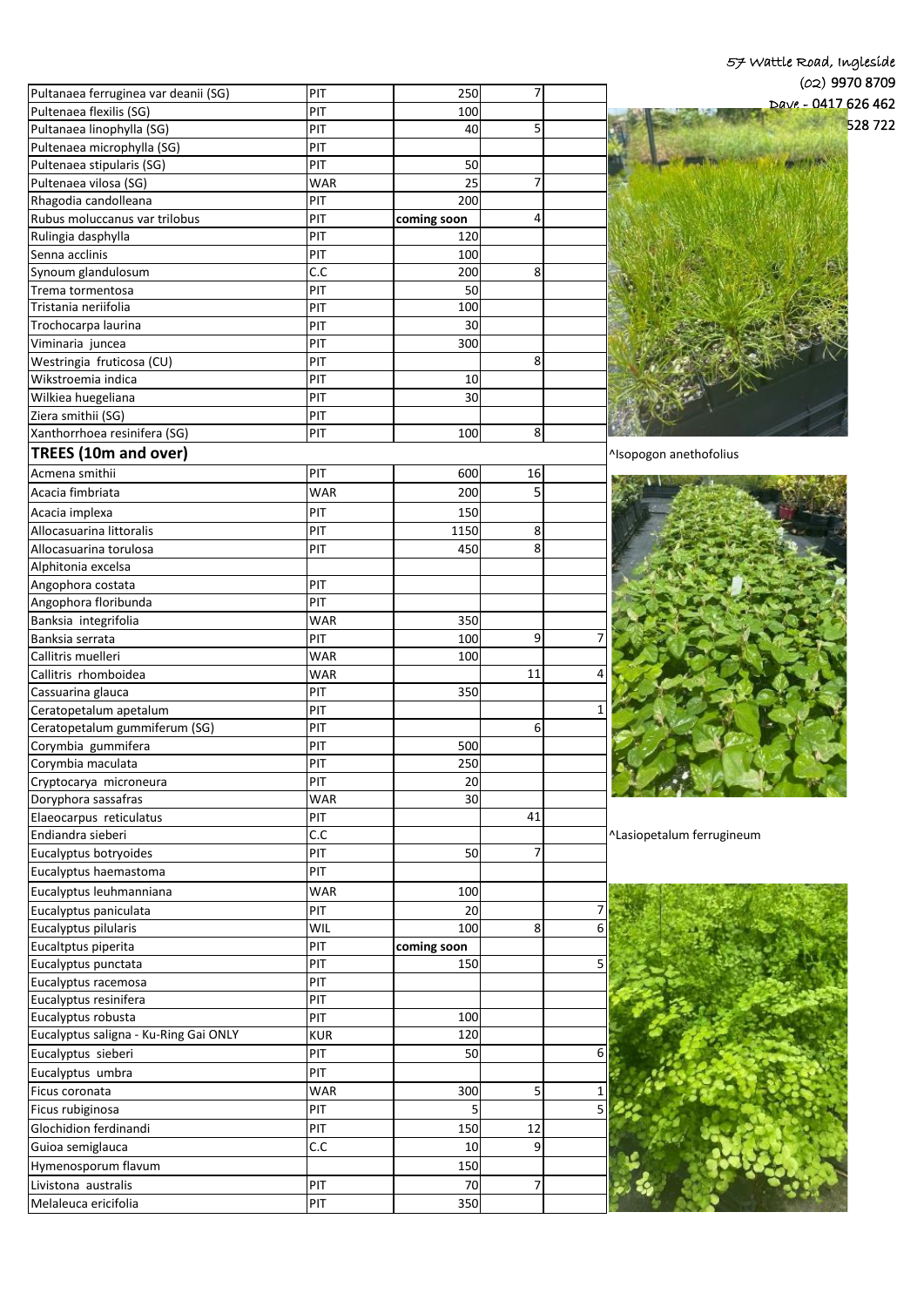57 Wattle Road, Ingleside
(02) 9970 8709
Dave - 0417 626 462
528 722

| | | | | |
|---|---|---|---|---|
| Pultanaea ferruginea var deanii (SG) | PIT | 250 | 7 | |
| Pultenaea flexilis (SG) | PIT | 100 | | |
| Pultanaea linophylla (SG) | PIT | 40 | 5 | |
| Pultenaea microphylla (SG) | PIT | | | |
| Pultenaea stipularis (SG) | PIT | 50 | | |
| Pultenaea vilosa (SG) | WAR | 25 | 7 | |
| Rhagodia candolleana | PIT | 200 | | |
| Rubus moluccanus var trilobus | PIT | coming soon | 4 | |
| Rulingia dasphylla | PIT | 120 | | |
| Senna acclinis | PIT | 100 | | |
| Synoum glandulosum | C.C | 200 | 8 | |
| Trema tormentosa | PIT | 50 | | |
| Tristania neriifolia | PIT | 100 | | |
| Trochocarpa laurina | PIT | 30 | | |
| Viminaria juncea | PIT | 300 | | |
| Westringia fruticosa (CU) | PIT | | 8 | |
| Wikstroemia indica | PIT | 10 | | |
| Wilkiea huegeliana | PIT | 30 | | |
| Ziera smithii (SG) | PIT | | | |
| Xanthorrhoea resinifera (SG) | PIT | 100 | 8 | |
| **TREES (10m and over)** | | | | |
| Acmena smithii | PIT | 600 | 16 | |
| Acacia fimbriata | WAR | 200 | 5 | |
| Acacia implexa | PIT | 150 | | |
| Allocasuarina littoralis | PIT | 1150 | 8 | |
| Allocasuarina torulosa | PIT | 450 | 8 | |
| Alphitonia excelsa | | | | |
| Angophora costata | PIT | | | |
| Angophora floribunda | PIT | | | |
| Banksia integrifolia | WAR | 350 | | |
| Banksia serrata | PIT | 100 | 9 | 7 |
| Callitris muelleri | WAR | 100 | | |
| Callitris rhomboidea | WAR | | 11 | 4 |
| Cassuarina glauca | PIT | 350 | | |
| Ceratopetalum apetalum | PIT | | | 1 |
| Ceratopetalum gummiferum (SG) | PIT | | 6 | |
| Corymbia gummifera | PIT | 500 | | |
| Corymbia maculata | PIT | 250 | | |
| Cryptocarya microneura | PIT | 20 | | |
| Doryphora sassafras | WAR | 30 | | |
| Elaeocarpus reticulatus | PIT | | 41 | |
| Endiandra sieberi | C.C | | | |
| Eucalyptus botryoides | PIT | 50 | 7 | |
| Eucalyptus haemastoma | PIT | | | |
| Eucalyptus leuhmanniana | WAR | 100 | | |
| Eucalyptus paniculata | PIT | 20 | | 7 |
| Eucalyptus pilularis | WIL | 100 | 8 | 6 |
| Eucaltptus piperita | PIT | coming soon | | |
| Eucalyptus punctata | PIT | 150 | | 5 |
| Eucalyptus racemosa | PIT | | | |
| Eucalyptus resinifera | PIT | | | |
| Eucalyptus robusta | PIT | 100 | | |
| Eucalyptus saligna - Ku-Ring Gai ONLY | KUR | 120 | | |
| Eucalyptus sieberi | PIT | 50 | | 6 |
| Eucalyptus umbra | PIT | | | |
| Ficus coronata | WAR | 300 | 5 | 1 |
| Ficus rubiginosa | PIT | 5 | | 5 |
| Glochidion ferdinandi | PIT | 150 | 12 | |
| Guioa semiglauca | C.C | 10 | 9 | |
| Hymenosporum flavum | | 150 | | |
| Livistona australis | PIT | 70 | 7 | |
| Melaleuca ericifolia | PIT | 350 | | |

^Isopogon anethofolius

^Lasiopetalum ferrugineum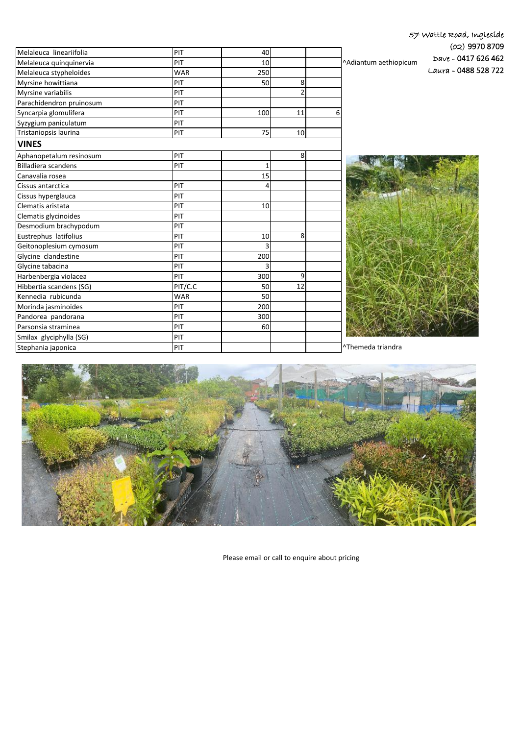57 Wattle Road, Ingleside
(02) 9970 8709
Dave - 0417 626 462
Laura - 0488 528 722

| | | | | |
|---|---|---|---|---|
| Melaleuca leariifolia | PIT | 40 | | |
| Melaleuca quinquenervia | PIT | 10 | | |
| Melaleuca stypheloides | WAR | 250 | | |
| Myrsine howittiana | PIT | 50 | 8 | |
| Myrsine variabilis | PIT | | 2 | |
| Parachidendron pruinosum | PIT | | | |
| Syncarpia glomulifera | PIT | 100 | 11 | 6 |
| Syzygium paniculatum | PIT | | | |
| Tristaniopsis laurina | PIT | 75 | 10 | |
| **VINES** | | | | |
| Aphanopetalum resinosum | PIT | | 8 | |
| Billadiera scandens | PIT | 1 | | |
| Canavalia rosea | | 15 | | |
| Cissus antarctica | PIT | 4 | | |
| Cissus hyperglauca | PIT | | | |
| Clematis aristata | PIT | 10 | | |
| Clematis glycinoides | PIT | | | |
| Desmodium brachypodum | PIT | | | |
| Eustrephus latifolius | PIT | 10 | 8 | |
| Geitonoplesium cymosum | PIT | 3 | | |
| Glycine clandestine | PIT | 200 | | |
| Glycine tabacina | PIT | 3 | | |
| Harbenbergia violacea | PIT | 300 | 9 | |
| Hibbertia scandens (SG) | PIT/C.C | 50 | 12 | |
| Kennedia rubicunda | WAR | 50 | | |
| Morinda jasminoides | PIT | 200 | | |
| Pandorea pandorana | PIT | 300 | | |
| Parsonsia straminea | PIT | 60 | | |
| Smilax glyciphylla (SG) | PIT | | | |
| Stephania japonica | PIT | | | |

^Adiantum aethiopicum

^Themeda triandra

Please email or call to enquire about pricing